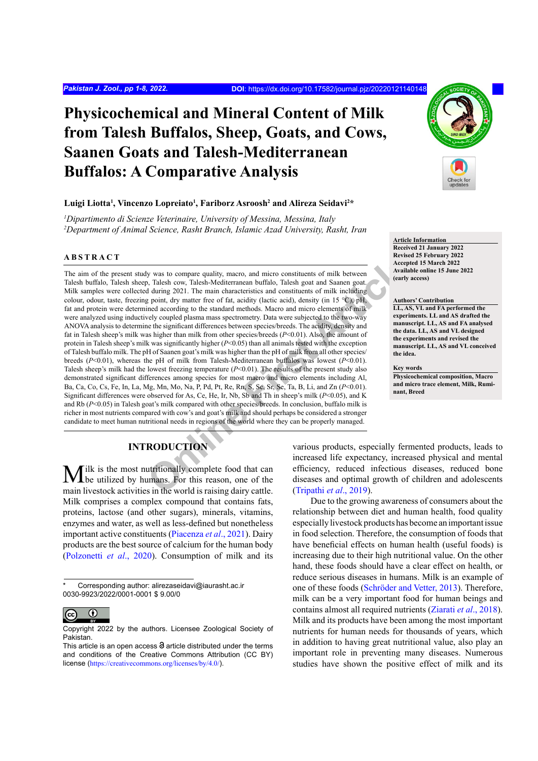# Physicochemical and Mineral Content of Milk from Talesh Buffalos, Sheep, Goats, and Cows, Saanen Goats and Talesh-Mediterranean Buffalos: A Comparative Analysis

**Luigi Liotta[1], Vincenzo Lopreiato[1], Fariborz Asroosh[2] and Alireza Seidavi[2]***

*[1]Dipartimento di Scienze Veterinaire, University of Messina, Messina, Italy*
*[2]Department of Animal Science, Rasht Branch, Islamic Azad University, Rasht, Iran*

**Article Information**
**Received 21 January 2022**
**Revised 25 February 2022**
**Accepted 15 March 2022**
**Available online 15 June 2022 (early access)**

**Authors' Contribution**
**LL, AS, VL and FA performed the experiments. LL and AS drafted the manuscript. LL, AS and FA analysed the data. LL, AS and VL designed the experiments and revised the manuscript. LL, AS and VL conceived the idea.**

**Key words**
**Physicochemical composition, Macro and micro trace element, Milk, Ruminant, Breed**

## ABSTRACT

The aim of the present study was to compare quality, macro, and micro constituents of milk between Talesh buffalo, Talesh sheep, Talesh cow, Talesh-Mediterranean buffalo, Talesh goat and Saanen goat. Milk samples were collected during 2021. The main characteristics and constituents of milk including colour, odour, taste, freezing point, dry matter free of fat, acidity (lactic acid), density (in 15 °C), pH, fat and protein were determined according to the standard methods. Macro and micro elements of milk were analyzed using inductively coupled plasma mass spectrometry. Data were subjected to the two-way ANOVA analysis to determine the significant differences between species/breeds. The acidity, density and fat in Talesh sheep's milk was higher than milk from other species/breeds ($P<0.01$). Also, the amount of protein in Talesh sheep's milk was significantly higher ($P<0.05$) than all animals tested with the exception of Talesh buffalo milk. The pH of Saanen goat's milk was higher than the pH of milk from all other species/breeds ($P<0.01$), whereas the pH of milk from Talesh-Mediterranean buffalos was lowest ($P<0.01$). Talesh sheep's milk had the lowest freezing temperature ($P<0.01$). The results of the present study also demonstrated significant differences among species for most macro and micro elements including Al, Ba, Ca, Co, Cs, Fe, In, La, Mg, Mn, Mo, Na, P, Pd, Pt, Re, Rn, S, Sc, Sr, Se, Ta, B, Li, and Zn ($P<0.01$). Significant differences were observed for As, Ce, He, Ir, Nb, Sb and Th in sheep's milk ($P<0.05$), and K and Rb ($P<0.05$) in Talesh goat's milk compared with other species/breeds. In conclusion, buffalo milk is richer in most nutrients compared with cow's and goat's milk and should perhaps be considered a stronger candidate to meet human nutritional needs in regions of the world where they can be properly managed.

## INTRODUCTION

Milk is the most nutritionally complete food that can be utilized by humans. For this reason, one of the main livestock activities in the world is raising dairy cattle. Milk comprises a complex compound that contains fats, proteins, lactose (and other sugars), minerals, vitamins, enzymes and water, as well as less-defined but nonetheless important active constituents (Piacenza *et al*., 2021). Dairy products are the best source of calcium for the human body (Polzonetti *et al*., 2020). Consumption of milk and its various products, especially fermented products, leads to increased life expectancy, increased physical and mental efficiency, reduced infectious diseases, reduced bone diseases and optimal growth of children and adolescents (Tripathi *et al*., 2019).

Due to the growing awareness of consumers about the relationship between diet and human health, food quality especially livestock products has become an important issue in food selection. Therefore, the consumption of foods that have beneficial effects on human health (useful foods) is increasing due to their high nutritional value. On the other hand, these foods should have a clear effect on health, or reduce serious diseases in humans. Milk is an example of one of these foods (Schröder and Vetter, 2013). Therefore, milk can be a very important food for human beings and contains almost all required nutrients (Ziarati *et al*., 2018). Milk and its products have been among the most important nutrients for human needs for thousands of years, which in addition to having great nutritional value, also play an important role in preventing many diseases. Numerous studies have shown the positive effect of milk and its

* Corresponding author: alirezaseidavi@iaurasht.ac.ir
0030-9923/2022/0001-0001 $ 9.00/0

Copyright 2022 by the authors. Licensee Zoological Society of Pakistan.
This article is an open access article distributed under the terms and conditions of the Creative Commons Attribution (CC BY) license (https://creativecommons.org/licenses/by/4.0/).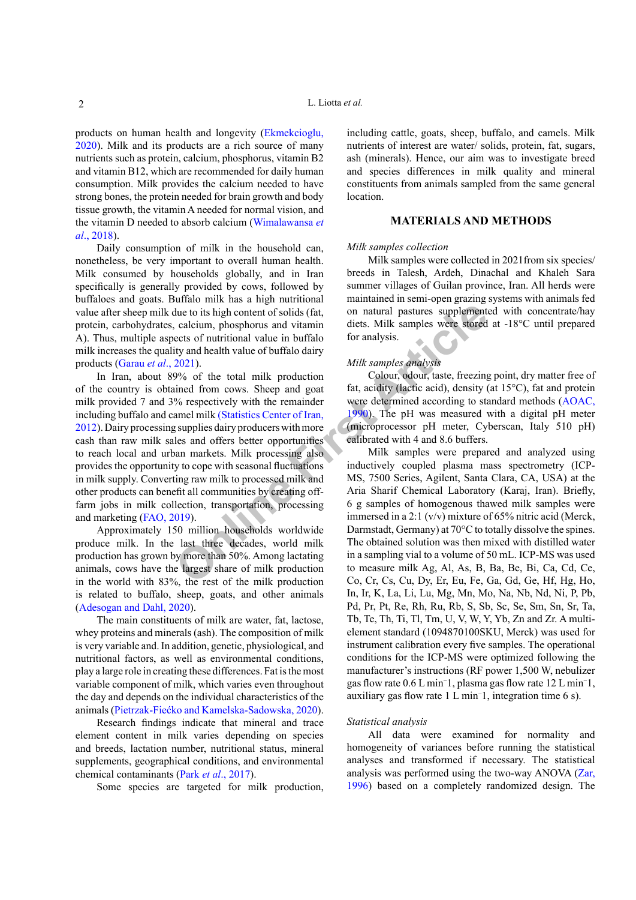products on human health and longevity (Ekmekcioglu, 2020). Milk and its products are a rich source of many nutrients such as protein, calcium, phosphorus, vitamin B2 and vitamin B12, which are recommended for daily human consumption. Milk provides the calcium needed to have strong bones, the protein needed for brain growth and body tissue growth, the vitamin A needed for normal vision, and the vitamin D needed to absorb calcium (Wimalawansa *et al*., 2018).

Daily consumption of milk in the household can, nonetheless, be very important to overall human health. Milk consumed by households globally, and in Iran specifically is generally provided by cows, followed by buffaloes and goats. Buffalo milk has a high nutritional value after sheep milk due to its high content of solids (fat, protein, carbohydrates, calcium, phosphorus and vitamin A). Thus, multiple aspects of nutritional value in buffalo milk increases the quality and health value of buffalo dairy products (Garau *et al*., 2021).

In Iran, about 89% of the total milk production of the country is obtained from cows. Sheep and goat milk provided 7 and 3% respectively with the remainder including buffalo and camel milk (Statistics Center of Iran, 2012). Dairy processing supplies dairy producers with more cash than raw milk sales and offers better opportunities to reach local and urban markets. Milk processing also provides the opportunity to cope with seasonal fluctuations in milk supply. Converting raw milk to processed milk and other products can benefit all communities by creating off-farm jobs in milk collection, transportation, processing and marketing (FAO, 2019).

Approximately 150 million households worldwide produce milk. In the last three decades, world milk production has grown by more than 50%. Among lactating animals, cows have the largest share of milk production in the world with 83%, the rest of the milk production is related to buffalo, sheep, goats, and other animals (Adesogan and Dahl, 2020).

The main constituents of milk are water, fat, lactose, whey proteins and minerals (ash). The composition of milk is very variable and. In addition, genetic, physiological, and nutritional factors, as well as environmental conditions, play a large role in creating these differences. Fat is the most variable component of milk, which varies even throughout the day and depends on the individual characteristics of the animals (Pietrzak-Fiećko and Kamelska-Sadowska, 2020).

Research findings indicate that mineral and trace element content in milk varies depending on species and breeds, lactation number, nutritional status, mineral supplements, geographical conditions, and environmental chemical contaminants (Park *et al*., 2017).

Some species are targeted for milk production, including cattle, goats, sheep, buffalo, and camels. Milk nutrients of interest are water/ solids, protein, fat, sugars, ash (minerals). Hence, our aim was to investigate breed and species differences in milk quality and mineral constituents from animals sampled from the same general location.

## MATERIALS AND METHODS

### *Milk samples collection*

Milk samples were collected in 2021from six species/ breeds in Talesh, Ardeh, Dinachal and Khaleh Sara summer villages of Guilan province, Iran. All herds were maintained in semi-open grazing systems with animals fed on natural pastures supplemented with concentrate/hay diets. Milk samples were stored at -18°C until prepared for analysis.

### *Milk samples analysis*

Colour, odour, taste, freezing point, dry matter free of fat, acidity (lactic acid), density (at 15°C), fat and protein were determined according to standard methods (AOAC, 1990). The pH was measured with a digital pH meter (microprocessor pH meter, Cyberscan, Italy 510 pH) calibrated with 4 and 8.6 buffers.

Milk samples were prepared and analyzed using inductively coupled plasma mass spectrometry (ICP-MS, 7500 Series, Agilent, Santa Clara, CA, USA) at the Aria Sharif Chemical Laboratory (Karaj, Iran). Briefly, 6 g samples of homogenous thawed milk samples were immersed in a 2:1 (v/v) mixture of 65% nitric acid (Merck, Darmstadt, Germany) at 70°C to totally dissolve the spines. The obtained solution was then mixed with distilled water in a sampling vial to a volume of 50 mL. ICP-MS was used to measure milk Ag, Al, As, B, Ba, Be, Bi, Ca, Cd, Ce, Co, Cr, Cs, Cu, Dy, Er, Eu, Fe, Ga, Gd, Ge, Hf, Hg, Ho, In, Ir, K, La, Li, Lu, Mg, Mn, Mo, Na, Nb, Nd, Ni, P, Pb, Pd, Pr, Pt, Re, Rh, Ru, Rb, S, Sb, Sc, Se, Sm, Sn, Sr, Ta, Tb, Te, Th, Ti, Tl, Tm, U, V, W, Y, Yb, Zn and Zr. A multi-element standard (1094870100SKU, Merck) was used for instrument calibration every five samples. The operational conditions for the ICP-MS were optimized following the manufacturer's instructions (RF power 1,500 W, nebulizer gas flow rate 0.6 L $min^{-1}$, plasma gas flow rate 12 L $min^{-1}$, auxiliary gas flow rate 1 L $min^{-1}$, integration time 6 s).

### *Statistical analysis*

All data were examined for normality and homogeneity of variances before running the statistical analyses and transformed if necessary. The statistical analysis was performed using the two-way ANOVA (Zar, 1996) based on a completely randomized design. The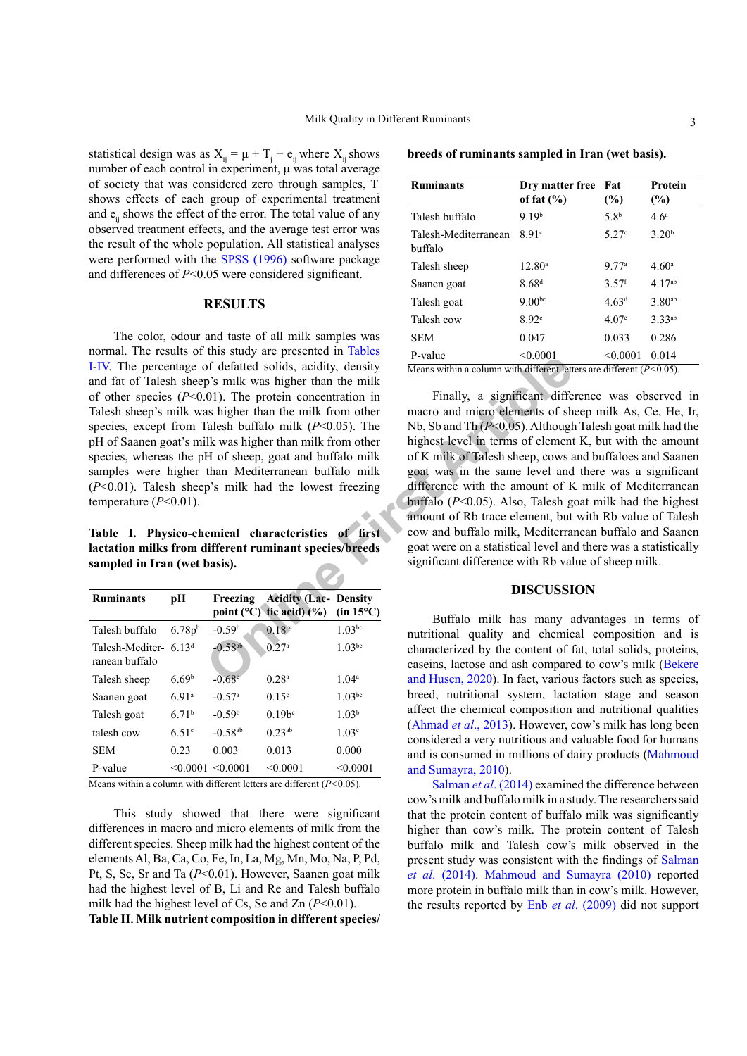statistical design was as $X_{ij} = \mu + T_j + e_{ij}$ where $X_{ij}$ shows number of each control in experiment, μ was total average of society that was considered zero through samples, $T_j$ shows effects of each group of experimental treatment and $e_{ij}$ shows the effect of the error. The total value of any observed treatment effects, and the average test error was the result of the whole population. All statistical analyses were performed with the SPSS (1996) software package and differences of $P<0.05$ were considered significant.

## RESULTS

The color, odour and taste of all milk samples was normal. The results of this study are presented in Tables I-IV. The percentage of defatted solids, acidity, density and fat of Talesh sheep's milk was higher than the milk of other species ($P<0.01$). The protein concentration in Talesh sheep's milk was higher than the milk from other species, except from Talesh buffalo milk ($P<0.05$). The pH of Saanen goat's milk was higher than milk from other species, whereas the pH of sheep, goat and buffalo milk samples were higher than Mediterranean buffalo milk ($P<0.01$). Talesh sheep's milk had the lowest freezing temperature ($P<0.01$).

**Table I. Physico-chemical characteristics of first lactation milks from different ruminant species/breeds sampled in Iran (wet basis).**

| Ruminants | pH | Freezing point (°C) | Acidity (Lactic acid) (%) | Density (in 15°C) |
|---|---|---|---|---|
| Talesh buffalo | 6.78p$^{b}$ | -0.59$^{b}$ | 0.18$^{bc}$ | 1.03$^{bc}$ |
| Talesh-Mediterranean buffalo | 6.13$^{d}$ | -0.58$^{ab}$ | 0.27$^{a}$ | 1.03$^{bc}$ |
| Talesh sheep | 6.69$^{b}$ | -0.68$^{c}$ | 0.28$^{a}$ | 1.04$^{a}$ |
| Saanen goat | 6.91$^{a}$ | -0.57$^{a}$ | 0.15$^{c}$ | 1.03$^{bc}$ |
| Talesh goat | 6.71$^{b}$ | -0.59$^{b}$ | 0.19b$^{c}$ | 1.03$^{b}$ |
| talesh cow | 6.51$^{c}$ | -0.58$^{ab}$ | 0.23$^{ab}$ | 1.03$^{c}$ |
| SEM | 0.23 | 0.003 | 0.013 | 0.000 |
| P-value | <0.0001 | <0.0001 | <0.0001 | <0.0001 |

Means within a column with different letters are different ($P<0.05$).

This study showed that there were significant differences in macro and micro elements of milk from the different species. Sheep milk had the highest content of the elements Al, Ba, Ca, Co, Fe, In, La, Mg, Mn, Mo, Na, P, Pd, Pt, S, Sc, Sr and Ta ($P<0.01$). However, Saanen goat milk had the highest level of B, Li and Re and Talesh buffalo milk had the highest level of Cs, Se and Zn ($P<0.01$).

**Table II. Milk nutrient composition in different species/breeds of ruminants sampled in Iran (wet basis).**

| Ruminants | Dry matter free of fat (%) | Fat (%) | Protein (%) |
|---|---|---|---|
| Talesh buffalo | 9.19$^{b}$ | 5.8$^{b}$ | 4.6$^{a}$ |
| Talesh-Mediterranean buffalo | 8.91$^{c}$ | 5.27$^{c}$ | 3.20$^{b}$ |
| Talesh sheep | 12.80$^{a}$ | 9.77$^{a}$ | 4.60$^{a}$ |
| Saanen goat | 8.68$^{d}$ | 3.57$^{f}$ | 4.17$^{ab}$ |
| Talesh goat | 9.00$^{bc}$ | 4.63$^{d}$ | 3.80$^{ab}$ |
| Talesh cow | 8.92$^{c}$ | 4.07$^{e}$ | 3.33$^{ab}$ |
| SEM | 0.047 | 0.033 | 0.286 |
| P-value | <0.0001 | <0.0001 | 0.014 |

Means within a column with different letters are different ($P<0.05$).

Finally, a significant difference was observed in macro and micro elements of sheep milk As, Ce, He, Ir, Nb, Sb and Th ($P<0.05$). Although Talesh goat milk had the highest level in terms of element K, but with the amount of K milk of Talesh sheep, cows and buffaloes and Saanen goat was in the same level and there was a significant difference with the amount of K milk of Mediterranean buffalo ($P<0.05$). Also, Talesh goat milk had the highest amount of Rb trace element, but with Rb value of Talesh cow and buffalo milk, Mediterranean buffalo and Saanen goat were on a statistical level and there was a statistically significant difference with Rb value of sheep milk.

## DISCUSSION

Buffalo milk has many advantages in terms of nutritional quality and chemical composition and is characterized by the content of fat, total solids, proteins, caseins, lactose and ash compared to cow's milk (Bekere and Husen, 2020). In fact, various factors such as species, breed, nutritional system, lactation stage and season affect the chemical composition and nutritional qualities (Ahmad *et al*., 2013). However, cow's milk has long been considered a very nutritious and valuable food for humans and is consumed in millions of dairy products (Mahmoud and Sumayra, 2010).

Salman *et al*. (2014) examined the difference between cow's milk and buffalo milk in a study. The researchers said that the protein content of buffalo milk was significantly higher than cow's milk. The protein content of Talesh buffalo milk and Talesh cow's milk observed in the present study was consistent with the findings of Salman *et al*. (2014). Mahmoud and Sumayra (2010) reported more protein in buffalo milk than in cow's milk. However, the results reported by Enb *et al*. (2009) did not support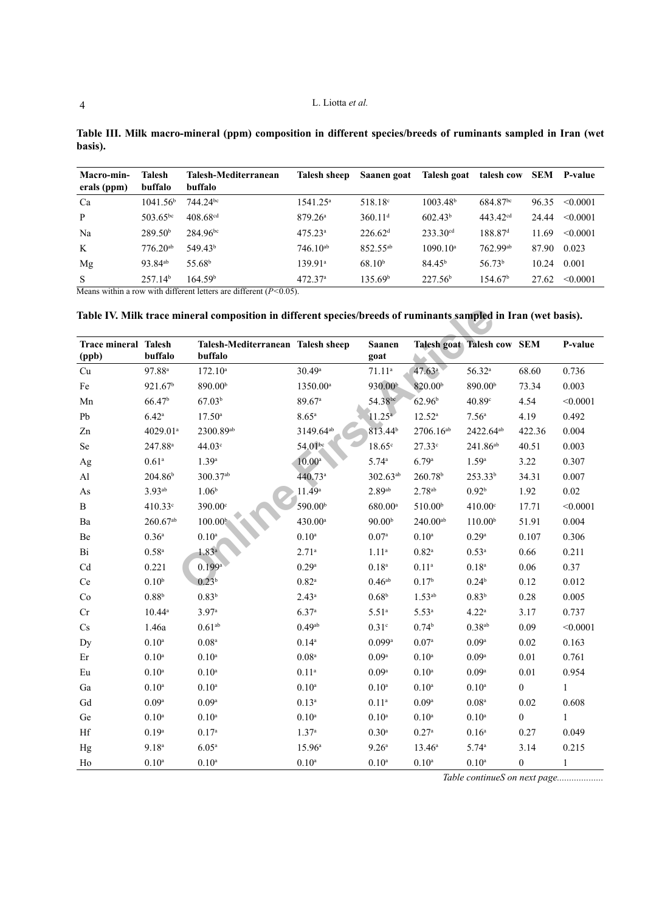**Table III. Milk macro-mineral (ppm) composition in different species/breeds of ruminants sampled in Iran (wet basis).**

| Macro-minerals (ppm) | Talesh buffalo | Talesh-Mediterranean buffalo | Talesh sheep | Saanen goat | Talesh goat | talesh cow | SEM | P-value |
|---|---|---|---|---|---|---|---|---|
| Ca | 1041.56[b] | 744.24[bc] | 1541.25[a] | 518.18[c] | 1003.48[b] | 684.87[bc] | 96.35 | <0.0001 |
| P | 503.65[bc] | 408.68[cd] | 879.26[a] | 360.11[d] | 602.43[b] | 443.42[cd] | 24.44 | <0.0001 |
| Na | 289.50[b] | 284.96[bc] | 475.23[a] | 226.62[d] | 233.30[cd] | 188.87[d] | 11.69 | <0.0001 |
| K | 776.20[ab] | 549.43[b] | 746.10[ab] | 852.55[ab] | 1090.10[a] | 762.99[ab] | 87.90 | 0.023 |
| Mg | 93.84[ab] | 55.68[b] | 139.91[a] | 68.10[b] | 84.45[b] | 56.73[b] | 10.24 | 0.001 |
| S | 257.14[b] | 164.59[b] | 472.37[a] | 135.69[b] | 227.56[b] | 154.67[b] | 27.62 | <0.0001 |

Means within a row with different letters are different ($P<0.05$).

**Table IV. Milk trace mineral composition in different species/breeds of ruminants sampled in Iran (wet basis).**

| Trace mineral (ppb) | Talesh buffalo | Talesh-Mediterranean buffalo | Talesh sheep | Saanen goat | Talesh goat | Talesh cow | SEM | P-value |
|---|---|---|---|---|---|---|---|---|
| Cu | 97.88[a] | 172.10[a] | 30.49[a] | 71.11[a] | 47.63[a] | 56.32[a] | 68.60 | 0.736 |
| Fe | 921.67[b] | 890.00[b] | 1350.00[a] | 930.00[b] | 820.00[b] | 890.00[b] | 73.34 | 0.003 |
| Mn | 66.47[b] | 67.03[b] | 89.67[a] | 54.38[bc] | 62.96[b] | 40.89[c] | 4.54 | <0.0001 |
| Pb | 6.42[a] | 17.50[a] | 8.65[a] | 11.25[a] | 12.52[a] | 7.56[a] | 4.19 | 0.492 |
| Zn | 4029.01[a] | 2300.89[ab] | 3149.64[ab] | 813.44[b] | 2706.16[ab] | 2422.64[ab] | 422.36 | 0.004 |
| Se | 247.88[a] | 44.03[c] | 54.01[bc] | 18.65[c] | 27.33[c] | 241.86[ab] | 40.51 | 0.003 |
| Ag | 0.61[a] | 1.39[a] | 10.00[a] | 5.74[a] | 6.79[a] | 1.59[a] | 3.22 | 0.307 |
| Al | 204.86[b] | 300.37[ab] | 440.73[a] | 302.63[ab] | 260.78[b] | 253.33[b] | 34.31 | 0.007 |
| As | 3.93[ab] | 1.06[b] | 11.49[a] | 2.89[ab] | 2.78[ab] | 0.92[b] | 1.92 | 0.02 |
| B | 410.33[c] | 390.00[c] | 590.00[b] | 680.00[a] | 510.00[b] | 410.00[c] | 17.71 | <0.0001 |
| Ba | 260.67[ab] | 100.00[b] | 430.00[a] | 90.00[b] | 240.00[ab] | 110.00[b] | 51.91 | 0.004 |
| Be | 0.36[a] | 0.10[a] | 0.10[a] | 0.07[a] | 0.10[a] | 0.29[a] | 0.107 | 0.306 |
| Bi | 0.58[a] | 1.83[a] | 2.71[a] | 1.11[a] | 0.82[a] | 0.53[a] | 0.66 | 0.211 |
| Cd | 0.221 | 0.199[a] | 0.29[a] | 0.18[a] | 0.11[a] | 0.18[a] | 0.06 | 0.37 |
| Ce | 0.10[b] | 0.23[b] | 0.82[a] | 0.46[ab] | 0.17[b] | 0.24[b] | 0.12 | 0.012 |
| Co | 0.88[b] | 0.83[b] | 2.43[a] | 0.68[b] | 1.53[ab] | 0.83[b] | 0.28 | 0.005 |
| Cr | 10.44[a] | 3.97[a] | 6.37[a] | 5.51[a] | 5.53[a] | 4.22[a] | 3.17 | 0.737 |
| Cs | 1.46a | 0.61[ab] | 0.49[ab] | 0.31[c] | 0.74[b] | 0.38[ab] | 0.09 | <0.0001 |
| Dy | 0.10[a] | 0.08[a] | 0.14[a] | 0.099[a] | 0.07[a] | 0.09[a] | 0.02 | 0.163 |
| Er | 0.10[a] | 0.10[a] | 0.08[a] | 0.09[a] | 0.10[a] | 0.09[a] | 0.01 | 0.761 |
| Eu | 0.10[a] | 0.10[a] | 0.11[a] | 0.09[a] | 0.10[a] | 0.09[a] | 0.01 | 0.954 |
| Ga | 0.10[a] | 0.10[a] | 0.10[a] | 0.10[a] | 0.10[a] | 0.10[a] | 0 | 1 |
| Gd | 0.09[a] | 0.09[a] | 0.13[a] | 0.11[a] | 0.09[a] | 0.08[a] | 0.02 | 0.608 |
| Ge | 0.10[a] | 0.10[a] | 0.10[a] | 0.10[a] | 0.10[a] | 0.10[a] | 0 | 1 |
| Hf | 0.19[a] | 0.17[a] | 1.37[a] | 0.30[a] | 0.27[a] | 0.16[a] | 0.27 | 0.049 |
| Hg | 9.18[a] | 6.05[a] | 15.96[a] | 9.26[a] | 13.46[a] | 5.74[a] | 3.14 | 0.215 |
| Ho | 0.10[a] | 0.10[a] | 0.10[a] | 0.10[a] | 0.10[a] | 0.10[a] | 0 | 1 |

*Table continueS on next page...................*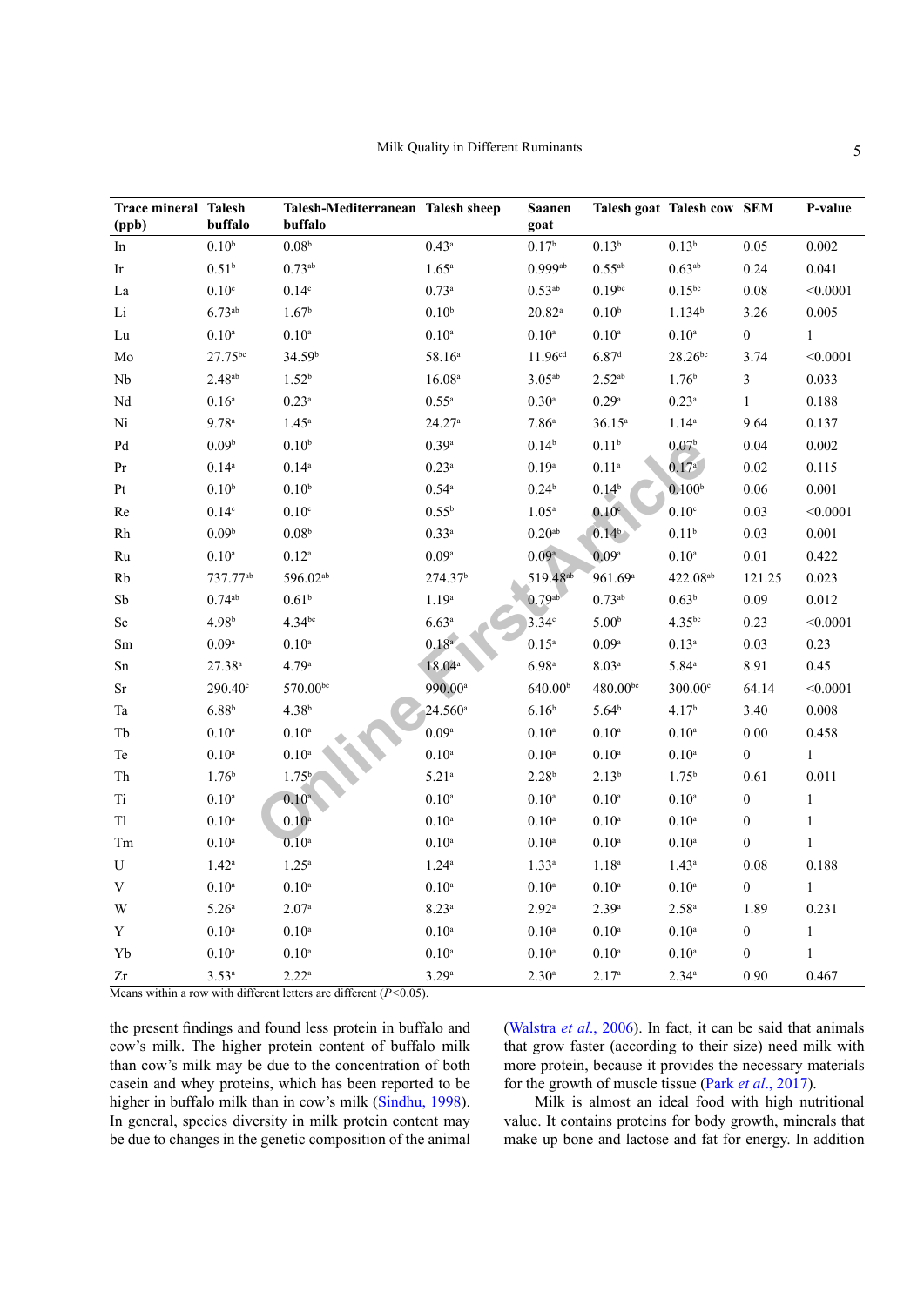| Trace mineral (ppb) | Talesh buffalo | Talesh-Mediterranean buffalo | Talesh sheep | Saanen goat | Talesh goat | Talesh cow | SEM | P-value |
|---|---|---|---|---|---|---|---|---|
| In | 0.10[b] | 0.08[b] | 0.43[a] | 0.17[b] | 0.13[b] | 0.13[b] | 0.05 | 0.002 |
| Ir | 0.51[b] | 0.73[ab] | 1.65[a] | 0.999[ab] | 0.55[ab] | 0.63[ab] | 0.24 | 0.041 |
| La | 0.10[c] | 0.14[c] | 0.73[a] | 0.53[ab] | 0.19[bc] | 0.15[bc] | 0.08 | <0.0001 |
| Li | 6.73[ab] | 1.67[b] | 0.10[b] | 20.82[a] | 0.10[b] | 1.134[b] | 3.26 | 0.005 |
| Lu | 0.10[a] | 0.10[a] | 0.10[a] | 0.10[a] | 0.10[a] | 0.10[a] | 0 | 1 |
| Mo | 27.75[bc] | 34.59[b] | 58.16[a] | 11.96[cd] | 6.87[d] | 28.26[bc] | 3.74 | <0.0001 |
| Nb | 2.48[ab] | 1.52[b] | 16.08[a] | 3.05[ab] | 2.52[ab] | 1.76[b] | 3 | 0.033 |
| Nd | 0.16[a] | 0.23[a] | 0.55[a] | 0.30[a] | 0.29[a] | 0.23[a] | 1 | 0.188 |
| Ni | 9.78[a] | 1.45[a] | 24.27[a] | 7.86[a] | 36.15[a] | 1.14[a] | 9.64 | 0.137 |
| Pd | 0.09[b] | 0.10[b] | 0.39[a] | 0.14[b] | 0.11[b] | 0.07[b] | 0.04 | 0.002 |
| Pr | 0.14[a] | 0.14[a] | 0.23[a] | 0.19[a] | 0.11[a] | 0.17[a] | 0.02 | 0.115 |
| Pt | 0.10[b] | 0.10[b] | 0.54[a] | 0.24[b] | 0.14[b] | 0.100[b] | 0.06 | 0.001 |
| Re | 0.14[c] | 0.10[c] | 0.55[b] | 1.05[a] | 0.10[c] | 0.10[c] | 0.03 | <0.0001 |
| Rh | 0.09[b] | 0.08[b] | 0.33[a] | 0.20[ab] | 0.14[b] | 0.11[b] | 0.03 | 0.001 |
| Ru | 0.10[a] | 0.12[a] | 0.09[a] | 0.09[a] | 0.09[a] | 0.10[a] | 0.01 | 0.422 |
| Rb | 737.77[ab] | 596.02[ab] | 274.37[b] | 519.48[ab] | 961.69[a] | 422.08[ab] | 121.25 | 0.023 |
| Sb | 0.74[ab] | 0.61[b] | 1.19[a] | 0.79[ab] | 0.73[ab] | 0.63[b] | 0.09 | 0.012 |
| Sc | 4.98[b] | 4.34[bc] | 6.63[a] | 3.34[c] | 5.00[b] | 4.35[bc] | 0.23 | <0.0001 |
| Sm | 0.09[a] | 0.10[a] | 0.18[a] | 0.15[a] | 0.09[a] | 0.13[a] | 0.03 | 0.23 |
| Sn | 27.38[a] | 4.79[a] | 18.04[a] | 6.98[a] | 8.03[a] | 5.84[a] | 8.91 | 0.45 |
| Sr | 290.40[c] | 570.00[bc] | 990.00[a] | 640.00[b] | 480.00[bc] | 300.00[c] | 64.14 | <0.0001 |
| Ta | 6.88[b] | 4.38[b] | 24.560[a] | 6.16[b] | 5.64[b] | 4.17[b] | 3.40 | 0.008 |
| Tb | 0.10[a] | 0.10[a] | 0.09[a] | 0.10[a] | 0.10[a] | 0.10[a] | 0.00 | 0.458 |
| Te | 0.10[a] | 0.10[a] | 0.10[a] | 0.10[a] | 0.10[a] | 0.10[a] | 0 | 1 |
| Th | 1.76[b] | 1.75[b] | 5.21[a] | 2.28[b] | 2.13[b] | 1.75[b] | 0.61 | 0.011 |
| Ti | 0.10[a] | 0.10[a] | 0.10[a] | 0.10[a] | 0.10[a] | 0.10[a] | 0 | 1 |
| Tl | 0.10[a] | 0.10[a] | 0.10[a] | 0.10[a] | 0.10[a] | 0.10[a] | 0 | 1 |
| Tm | 0.10[a] | 0.10[a] | 0.10[a] | 0.10[a] | 0.10[a] | 0.10[a] | 0 | 1 |
| U | 1.42[a] | 1.25[a] | 1.24[a] | 1.33[a] | 1.18[a] | 1.43[a] | 0.08 | 0.188 |
| V | 0.10[a] | 0.10[a] | 0.10[a] | 0.10[a] | 0.10[a] | 0.10[a] | 0 | 1 |
| W | 5.26[a] | 2.07[a] | 8.23[a] | 2.92[a] | 2.39[a] | 2.58[a] | 1.89 | 0.231 |
| Y | 0.10[a] | 0.10[a] | 0.10[a] | 0.10[a] | 0.10[a] | 0.10[a] | 0 | 1 |
| Yb | 0.10[a] | 0.10[a] | 0.10[a] | 0.10[a] | 0.10[a] | 0.10[a] | 0 | 1 |
| Zr | 3.53[a] | 2.22[a] | 3.29[a] | 2.30[a] | 2.17[a] | 2.34[a] | 0.90 | 0.467 |

Means within a row with different letters are different ($P<0.05$).

the present findings and found less protein in buffalo and cow's milk. The higher protein content of buffalo milk than cow's milk may be due to the concentration of both casein and whey proteins, which has been reported to be higher in buffalo milk than in cow's milk (Sindhu, 1998). In general, species diversity in milk protein content may be due to changes in the genetic composition of the animal (Walstra *et al*., 2006). In fact, it can be said that animals that grow faster (according to their size) need milk with more protein, because it provides the necessary materials for the growth of muscle tissue (Park *et al*., 2017).

Milk is almost an ideal food with high nutritional value. It contains proteins for body growth, minerals that make up bone and lactose and fat for energy. In addition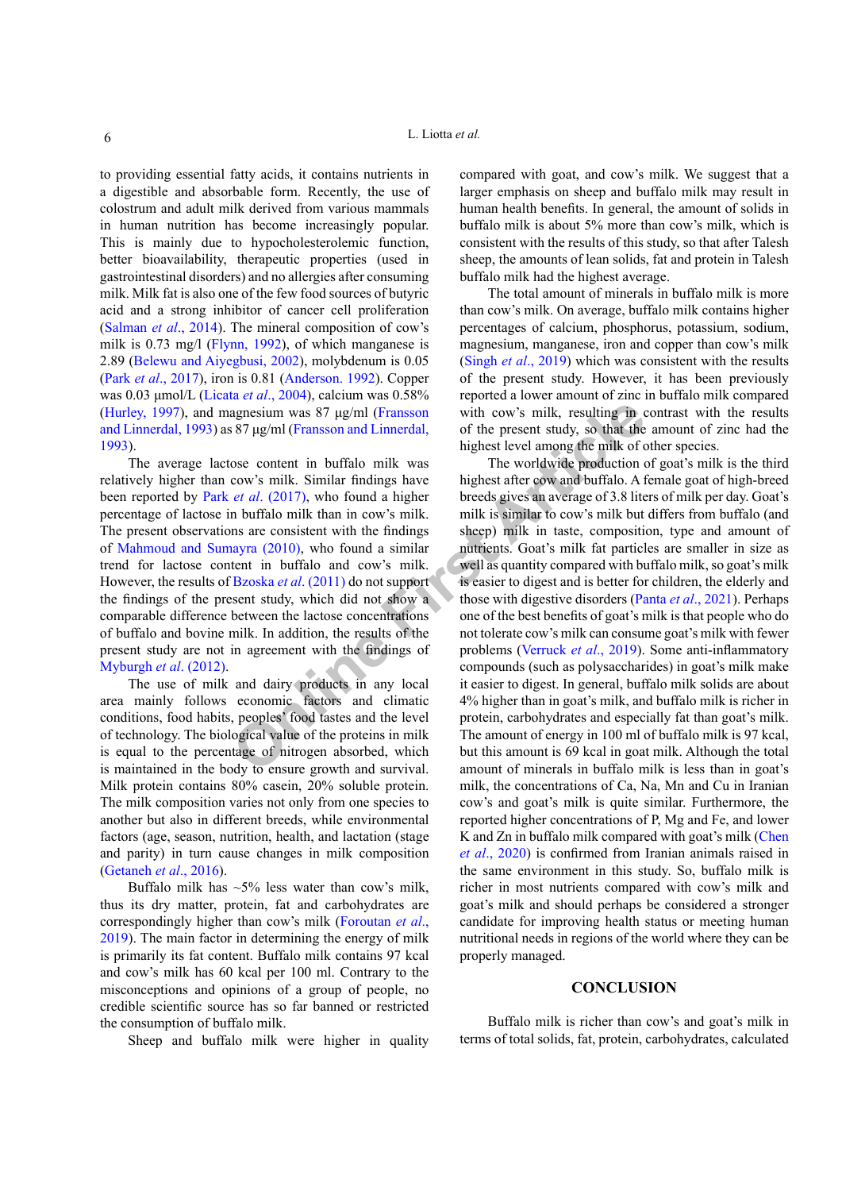to providing essential fatty acids, it contains nutrients in a digestible and absorbable form. Recently, the use of colostrum and adult milk derived from various mammals in human nutrition has become increasingly popular. This is mainly due to hypocholesterolemic function, better bioavailability, therapeutic properties (used in gastrointestinal disorders) and no allergies after consuming milk. Milk fat is also one of the few food sources of butyric acid and a strong inhibitor of cancer cell proliferation (Salman *et al*., 2014). The mineral composition of cow's milk is 0.73 mg/l (Flynn, 1992), of which manganese is 2.89 (Belewu and Aiyegbusi, 2002), molybdenum is 0.05 (Park *et al*., 2017), iron is 0.81 (Anderson. 1992). Copper was 0.03 µmol/L (Licata *et al*., 2004), calcium was 0.58% (Hurley, 1997), and magnesium was 87 µg/ml (Fransson and Linnerdal, 1993) as 87 µg/ml (Fransson and Linnerdal, 1993).

The average lactose content in buffalo milk was relatively higher than cow's milk. Similar findings have been reported by Park *et al*. (2017), who found a higher percentage of lactose in buffalo milk than in cow's milk. The present observations are consistent with the findings of Mahmoud and Sumayra (2010), who found a similar trend for lactose content in buffalo and cow's milk. However, the results of Bzoska *et al*. (2011) do not support the findings of the present study, which did not show a comparable difference between the lactose concentrations of buffalo and bovine milk. In addition, the results of the present study are not in agreement with the findings of Myburgh *et al*. (2012).

The use of milk and dairy products in any local area mainly follows economic factors and climatic conditions, food habits, peoples' food tastes and the level of technology. The biological value of the proteins in milk is equal to the percentage of nitrogen absorbed, which is maintained in the body to ensure growth and survival. Milk protein contains 80% casein, 20% soluble protein. The milk composition varies not only from one species to another but also in different breeds, while environmental factors (age, season, nutrition, health, and lactation (stage and parity) in turn cause changes in milk composition (Getaneh *et al*., 2016).

Buffalo milk has ~5% less water than cow's milk, thus its dry matter, protein, fat and carbohydrates are correspondingly higher than cow's milk (Foroutan *et al*., 2019). The main factor in determining the energy of milk is primarily its fat content. Buffalo milk contains 97 kcal and cow's milk has 60 kcal per 100 ml. Contrary to the misconceptions and opinions of a group of people, no credible scientific source has so far banned or restricted the consumption of buffalo milk.

Sheep and buffalo milk were higher in quality compared with goat, and cow's milk. We suggest that a larger emphasis on sheep and buffalo milk may result in human health benefits. In general, the amount of solids in buffalo milk is about 5% more than cow's milk, which is consistent with the results of this study, so that after Talesh sheep, the amounts of lean solids, fat and protein in Talesh buffalo milk had the highest average.

The total amount of minerals in buffalo milk is more than cow's milk. On average, buffalo milk contains higher percentages of calcium, phosphorus, potassium, sodium, magnesium, manganese, iron and copper than cow's milk (Singh *et al*., 2019) which was consistent with the results of the present study. However, it has been previously reported a lower amount of zinc in buffalo milk compared with cow's milk, resulting in contrast with the results of the present study, so that the amount of zinc had the highest level among the milk of other species.

The worldwide production of goat's milk is the third highest after cow and buffalo. A female goat of high-breed breeds gives an average of 3.8 liters of milk per day. Goat's milk is similar to cow's milk but differs from buffalo (and sheep) milk in taste, composition, type and amount of nutrients. Goat's milk fat particles are smaller in size as well as quantity compared with buffalo milk, so goat's milk is easier to digest and is better for children, the elderly and those with digestive disorders (Panta *et al*., 2021). Perhaps one of the best benefits of goat's milk is that people who do not tolerate cow's milk can consume goat's milk with fewer problems (Verruck *et al*., 2019). Some anti-inflammatory compounds (such as polysaccharides) in goat's milk make it easier to digest. In general, buffalo milk solids are about 4% higher than in goat's milk, and buffalo milk is richer in protein, carbohydrates and especially fat than goat's milk. The amount of energy in 100 ml of buffalo milk is 97 kcal, but this amount is 69 kcal in goat milk. Although the total amount of minerals in buffalo milk is less than in goat's milk, the concentrations of Ca, Na, Mn and Cu in Iranian cow's and goat's milk is quite similar. Furthermore, the reported higher concentrations of P, Mg and Fe, and lower K and Zn in buffalo milk compared with goat's milk (Chen *et al*., 2020) is confirmed from Iranian animals raised in the same environment in this study. So, buffalo milk is richer in most nutrients compared with cow's milk and goat's milk and should perhaps be considered a stronger candidate for improving health status or meeting human nutritional needs in regions of the world where they can be properly managed.

## CONCLUSION

Buffalo milk is richer than cow's and goat's milk in terms of total solids, fat, protein, carbohydrates, calculated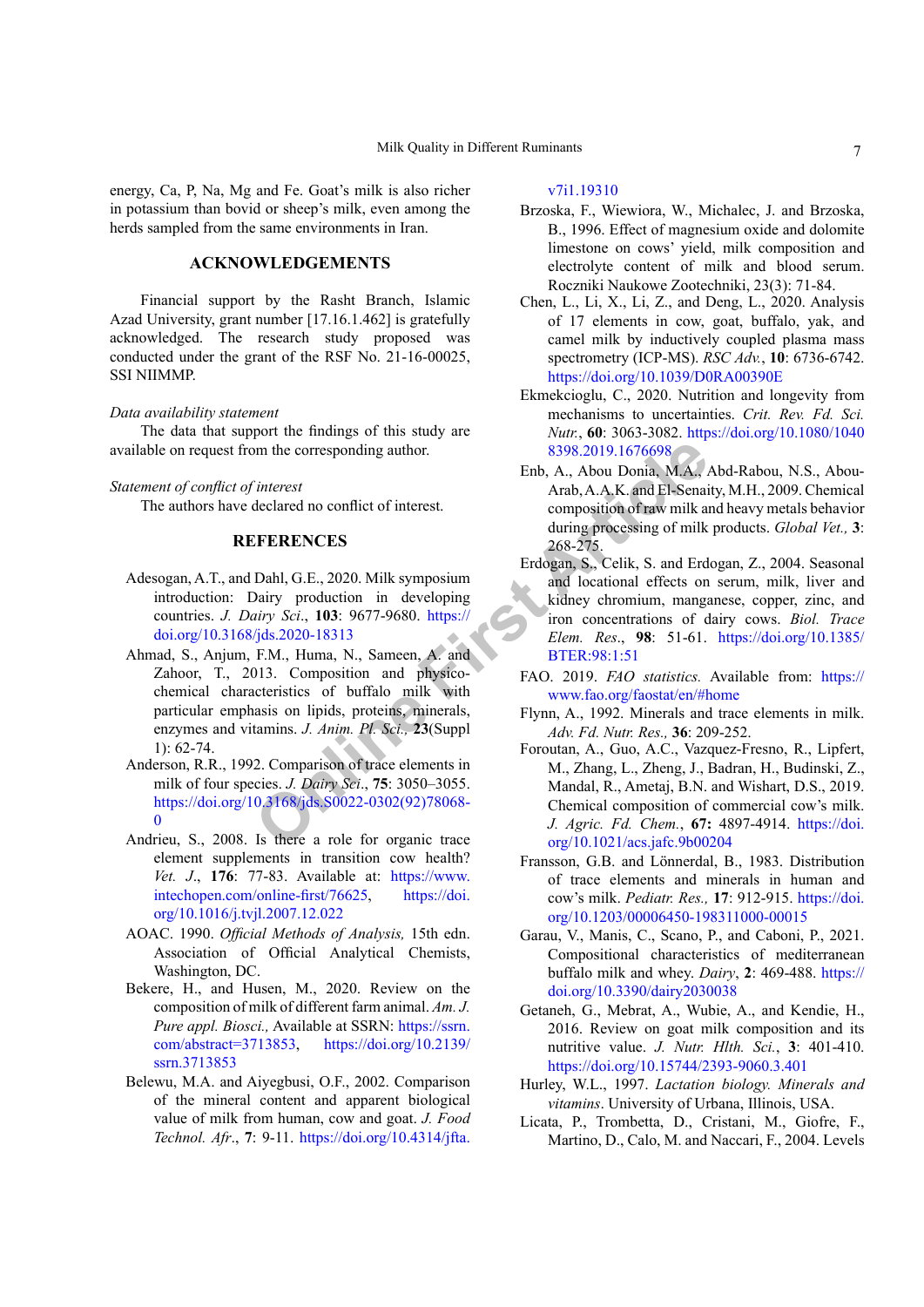energy, Ca, P, Na, Mg and Fe. Goat's milk is also richer in potassium than bovid or sheep's milk, even among the herds sampled from the same environments in Iran.

## ACKNOWLEDGEMENTS

Financial support by the Rasht Branch, Islamic Azad University, grant number [17.16.1.462] is gratefully acknowledged. The research study proposed was conducted under the grant of the RSF No. 21-16-00025, SSI NIIMMP.

*Data availability statement*

The data that support the findings of this study are available on request from the corresponding author.

*Statement of conflict of interest*

The authors have declared no conflict of interest.

## REFERENCES

Adesogan, A.T., and Dahl, G.E., 2020. Milk symposium introduction: Dairy production in developing countries. *J. Dairy Sci*., **103**: 9677-9680. https://doi.org/10.3168/jds.2020-18313

Ahmad, S., Anjum, F.M., Huma, N., Sameen, A. and Zahoor, T., 2013. Composition and physico-chemical characteristics of buffalo milk with particular emphasis on lipids, proteins, minerals, enzymes and vitamins. *J. Anim. Pl. Sci.,* **23**(Suppl 1): 62-74.

Anderson, R.R., 1992. Comparison of trace elements in milk of four species. *J. Dairy Sci*., **75**: 3050–3055. https://doi.org/10.3168/jds.S0022-0302(92)78068-0

Andrieu, S., 2008. Is there a role for organic trace element supplements in transition cow health? *Vet. J*., **176**: 77-83. Available at: https://www.intechopen.com/online-first/76625, https://doi.org/10.1016/j.tvjl.2007.12.022

AOAC. 1990. *Official Methods of Analysis,* 15th edn. Association of Official Analytical Chemists, Washington, DC.

Bekere, H., and Husen, M., 2020. Review on the composition of milk of different farm animal. *Am. J. Pure appl. Biosci.,* Available at SSRN: https://ssrn.com/abstract=3713853, https://doi.org/10.2139/ssrn.3713853

Belewu, M.A. and Aiyegbusi, O.F., 2002. Comparison of the mineral content and apparent biological value of milk from human, cow and goat. *J. Food Technol. Afr*., **7**: 9-11. https://doi.org/10.4314/jfta.v7i1.19310

Brzoska, F., Wiewiora, W., Michalec, J. and Brzoska, B., 1996. Effect of magnesium oxide and dolomite limestone on cows' yield, milk composition and electrolyte content of milk and blood serum. Roczniki Naukowe Zootechniki, 23(3): 71-84.

Chen, L., Li, X., Li, Z., and Deng, L., 2020. Analysis of 17 elements in cow, goat, buffalo, yak, and camel milk by inductively coupled plasma mass spectrometry (ICP-MS). *RSC Adv.*, **10**: 6736-6742. https://doi.org/10.1039/D0RA00390E

Ekmekcioglu, C., 2020. Nutrition and longevity from mechanisms to uncertainties. *Crit. Rev. Fd. Sci. Nutr.*, **60**: 3063-3082. https://doi.org/10.1080/10408398.2019.1676698

Enb, A., Abou Donia, M.A., Abd-Rabou, N.S., Abou-Arab, A.A.K. and El-Senaity, M.H., 2009. Chemical composition of raw milk and heavy metals behavior during processing of milk products. *Global Vet.,* **3**: 268-275.

Erdogan, S., Celik, S. and Erdogan, Z., 2004. Seasonal and locational effects on serum, milk, liver and kidney chromium, manganese, copper, zinc, and iron concentrations of dairy cows. *Biol. Trace Elem. Res*., **98**: 51-61. https://doi.org/10.1385/BTER:98:1:51

FAO. 2019. *FAO statistics.* Available from: https://www.fao.org/faostat/en/#home

Flynn, A., 1992. Minerals and trace elements in milk. *Adv. Fd. Nutr. Res.,* **36**: 209-252.

Foroutan, A., Guo, A.C., Vazquez-Fresno, R., Lipfert, M., Zhang, L., Zheng, J., Badran, H., Budinski, Z., Mandal, R., Ametaj, B.N. and Wishart, D.S., 2019. Chemical composition of commercial cow's milk. *J. Agric. Fd. Chem.*, **67:** 4897-4914. https://doi.org/10.1021/acs.jafc.9b00204

Fransson, G.B. and Lönnerdal, B., 1983. Distribution of trace elements and minerals in human and cow's milk. *Pediatr. Res.,* **17**: 912-915. https://doi.org/10.1203/00006450-198311000-00015

Garau, V., Manis, C., Scano, P., and Caboni, P., 2021. Compositional characteristics of mediterranean buffalo milk and whey. *Dairy*, **2**: 469-488. https://doi.org/10.3390/dairy2030038

Getaneh, G., Mebrat, A., Wubie, A., and Kendie, H., 2016. Review on goat milk composition and its nutritive value. *J. Nutr. Hlth. Sci.*, **3**: 401-410. https://doi.org/10.15744/2393-9060.3.401

Hurley, W.L., 1997. *Lactation biology. Minerals and vitamins*. University of Urbana, Illinois, USA.

Licata, P., Trombetta, D., Cristani, M., Giofre, F., Martino, D., Calo, M. and Naccari, F., 2004. Levels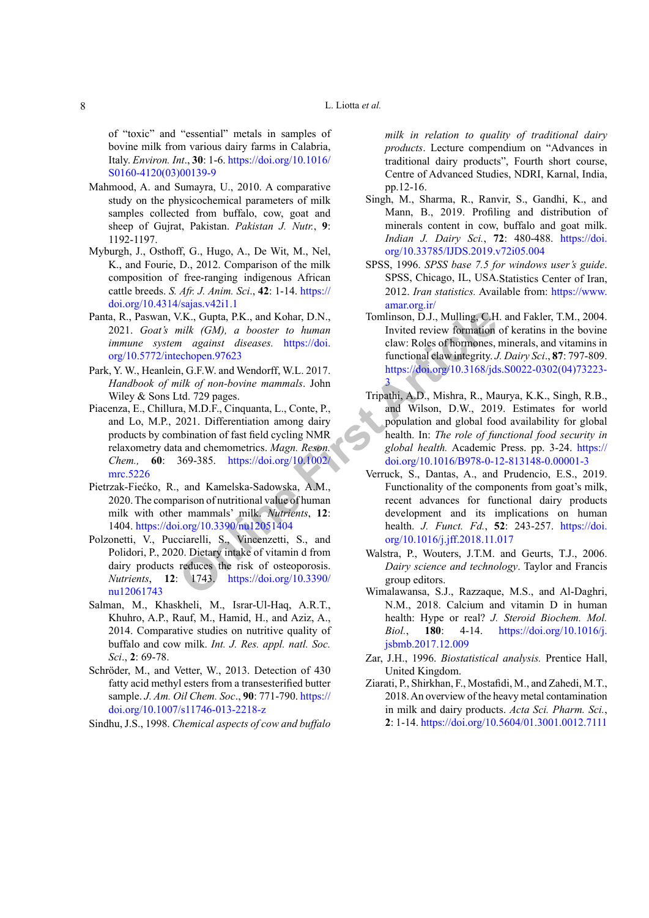of “toxic” and “essential” metals in samples of bovine milk from various dairy farms in Calabria, Italy. *Environ. Int*., **30**: 1-6. https://doi.org/10.1016/S0160-4120(03)00139-9

Mahmood, A. and Sumayra, U., 2010. A comparative study on the physicochemical parameters of milk samples collected from buffalo, cow, goat and sheep of Gujrat, Pakistan. *Pakistan J. Nutr.*, **9**: 1192-1197.

Myburgh, J., Osthoff, G., Hugo, A., De Wit, M., Nel, K., and Fourie, D., 2012. Comparison of the milk composition of free-ranging indigenous African cattle breeds. *S. Afr. J. Anim. Sci*., **42**: 1-14. https://doi.org/10.4314/sajas.v42i1.1

Panta, R., Paswan, V.K., Gupta, P.K., and Kohar, D.N., 2021. *Goat's milk (GM), a booster to human immune system against diseases.* https://doi.org/10.5772/intechopen.97623

Park, Y. W., Heanlein, G.F.W. and Wendorff, W.L. 2017. *Handbook of milk of non-bovine mammals*. John Wiley & Sons Ltd. 729 pages.

Piacenza, E., Chillura, M.D.F., Cinquanta, L., Conte, P., and Lo, M.P., 2021. Differentiation among dairy products by combination of fast field cycling NMR relaxometry data and chemometrics. *Magn. Reson. Chem.*, **60**: 369-385. https://doi.org/10.1002/mrc.5226

Pietrzak-Fiećko, R., and Kamelska-Sadowska, A.M., 2020. The comparison of nutritional value of human milk with other mammals' milk. *Nutrients*, **12**: 1404. https://doi.org/10.3390/nu12051404

Polzonetti, V., Pucciarelli, S., Vincenzetti, S., and Polidori, P., 2020. Dietary intake of vitamin d from dairy products reduces the risk of osteoporosis. *Nutrients*, **12**: 1743. https://doi.org/10.3390/nu12061743

Salman, M., Khaskheli, M., Israr-Ul-Haq, A.R.T., Khuhro, A.P., Rauf, M., Hamid, H., and Aziz, A., 2014. Comparative studies on nutritive quality of buffalo and cow milk. *Int. J. Res. appl. natl. Soc. Sci*., **2**: 69-78.

Schröder, M., and Vetter, W., 2013. Detection of 430 fatty acid methyl esters from a transesterified butter sample. *J. Am. Oil Chem. Soc*., **90**: 771-790. https://doi.org/10.1007/s11746-013-2218-z

Sindhu, J.S., 1998. *Chemical aspects of cow and buffalo milk in relation to quality of traditional dairy products*. Lecture compendium on “Advances in traditional dairy products”, Fourth short course, Centre of Advanced Studies, NDRI, Karnal, India, pp.12-16.

Singh, M., Sharma, R., Ranvir, S., Gandhi, K., and Mann, B., 2019. Profiling and distribution of minerals content in cow, buffalo and goat milk. *Indian J. Dairy Sci.*, **72**: 480-488. https://doi.org/10.33785/IJDS.2019.v72i05.004

SPSS, 1996. *SPSS base 7.5 for windows user's guide*. SPSS, Chicago, IL, USA.Statistics Center of Iran, 2012. *Iran statistics.* Available from: https://www.amar.org.ir/

Tomlinson, D.J., Mulling, C.H. and Fakler, T.M., 2004. Invited review formation of keratins in the bovine claw: Roles of hormones, minerals, and vitamins in functional claw integrity. *J. Dairy Sci*., **87**: 797-809. https://doi.org/10.3168/jds.S0022-0302(04)73223-3

Tripathi, A.D., Mishra, R., Maurya, K.K., Singh, R.B., and Wilson, D.W., 2019. Estimates for world population and global food availability for global health. In: *The role of functional food security in global health.* Academic Press. pp. 3-24. https://doi.org/10.1016/B978-0-12-813148-0.00001-3

Verruck, S., Dantas, A., and Prudencio, E.S., 2019. Functionality of the components from goat's milk, recent advances for functional dairy products development and its implications on human health. *J. Funct. Fd.*, **52**: 243-257. https://doi.org/10.1016/j.jff.2018.11.017

Walstra, P., Wouters, J.T.M. and Geurts, T.J., 2006. *Dairy science and technology*. Taylor and Francis group editors.

Wimalawansa, S.J., Razzaque, M.S., and Al-Daghri, N.M., 2018. Calcium and vitamin D in human health: Hype or real? *J. Steroid Biochem. Mol. Biol.*, **180**: 4-14. https://doi.org/10.1016/j.jsbmb.2017.12.009

Zar, J.H., 1996. *Biostatistical analysis.* Prentice Hall, United Kingdom.

Ziarati, P., Shirkhan, F., Mostafidi, M., and Zahedi, M.T., 2018. An overview of the heavy metal contamination in milk and dairy products. *Acta Sci. Pharm. Sci.*, **2**: 1-14. https://doi.org/10.5604/01.3001.0012.7111